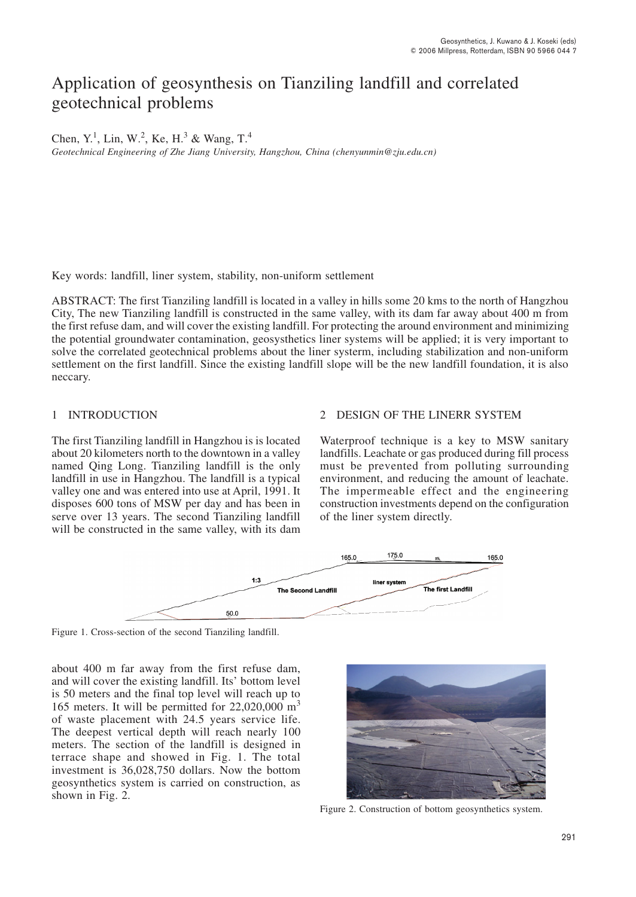# Application of geosynthesis on Tianziling landfill and correlated geotechnical problems

Chen, Y.[1], Lin, W.[2], Ke, H.[3] & Wang, T.[4]

*Geotechnical Engineering of Zhe Jiang University, Hangzhou, China (chenyunmin@zju.edu.cn)*

Key words: landfill, liner system, stability, non-uniform settlement

ABSTRACT: The first Tianziling landfill is located in a valley in hills some 20 kms to the north of Hangzhou City, The new Tianziling landfill is constructed in the same valley, with its dam far away about 400 m from the first refuse dam, and will cover the existing landfill. For protecting the around environment and minimizing the potential groundwater contamination, geosysthetics liner systems will be applied; it is very important to solve the correlated geotechnical problems about the liner systerm, including stabilization and non-uniform settlement on the first landfill. Since the existing landfill slope will be the new landfill foundation, it is also neccary.

## 1 INTRODUCTION

The first Tianziling landfill in Hangzhou is is located about 20 kilometers north to the downtown in a valley named Qing Long. Tianziling landfill is the only landfill in use in Hangzhou. The landfill is a typical valley one and was entered into use at April, 1991. It disposes 600 tons of MSW per day and has been in serve over 13 years. The second Tianziling landfill will be constructed in the same valley, with its dam about 400 m far away from the first refuse dam, and will cover the existing landfill. Its' bottom level is 50 meters and the final top level will reach up to 165 meters. It will be permitted for 22,020,000 $m^3$ of waste placement with 24.5 years service life. The deepest vertical depth will reach nearly 100 meters. The section of the landfill is designed in terrace shape and showed in Fig. 1. The total investment is 36,028,750 dollars. Now the bottom geosynthetics system is carried on construction, as shown in Fig. 2.

Figure 1. Cross-section of the second Tianziling landfill.

Figure 2. Construction of bottom geosynthetics system.

## 2 DESIGN OF THE LINERR SYSTEM

Waterproof technique is a key to MSW sanitary landfills. Leachate or gas produced during fill process must be prevented from polluting surrounding environment, and reducing the amount of leachate. The impermeable effect and the engineering construction investments depend on the configuration of the liner system directly.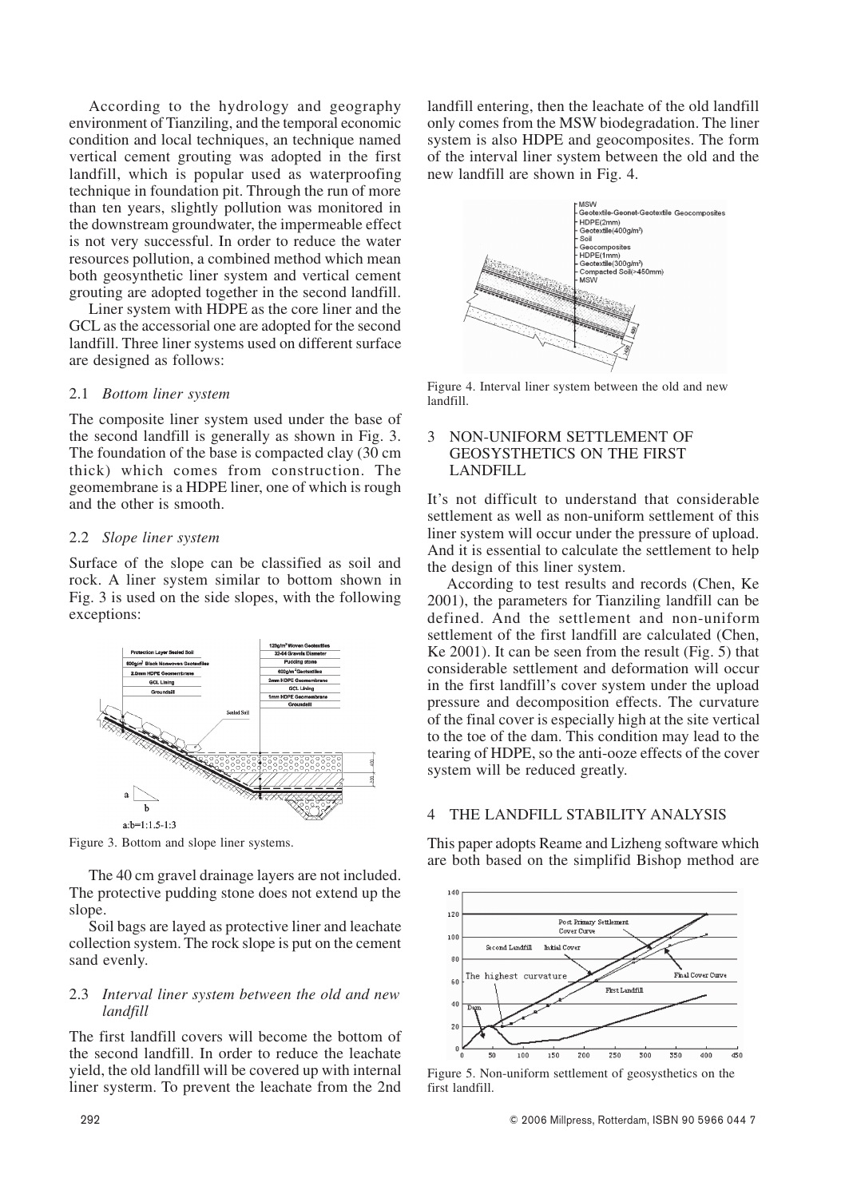According to the hydrology and geography environment of Tianziling, and the temporal economic condition and local techniques, an technique named vertical cement grouting was adopted in the first landfill, which is popular used as waterproofing technique in foundation pit. Through the run of more than ten years, slightly pollution was monitored in the downstream groundwater, the impermeable effect is not very successful. In order to reduce the water resources pollution, a combined method which mean both geosynthetic liner system and vertical cement grouting are adopted together in the second landfill.

Liner system with HDPE as the core liner and the GCL as the accessorial one are adopted for the second landfill. Three liner systems used on different surface are designed as follows:

### 2.1 *Bottom liner system*

The composite liner system used under the base of the second landfill is generally as shown in Fig. 3. The foundation of the base is compacted clay (30 cm thick) which comes from construction. The geomembrane is a HDPE liner, one of which is rough and the other is smooth.

### 2.2 *Slope liner system*

Surface of the slope can be classified as soil and rock. A liner system similar to bottom shown in Fig. 3 is used on the side slopes, with the following exceptions:

Figure 3. Bottom and slope liner systems.

The 40 cm gravel drainage layers are not included. The protective pudding stone does not extend up the slope.

Soil bags are layed as protective liner and leachate collection system. The rock slope is put on the cement sand evenly.

### 2.3 *Interval liner system between the old and new landfill*

The first landfill covers will become the bottom of the second landfill. In order to reduce the leachate yield, the old landfill will be covered up with internal liner systerm. To prevent the leachate from the 2nd landfill entering, then the leachate of the old landfill only comes from the MSW biodegradation. The liner system is also HDPE and geocomposites. The form of the interval liner system between the old and the new landfill are shown in Fig. 4.

Figure 4. Interval liner system between the old and new landfill.

## 3 NON-UNIFORM SETTLEMENT OF GEOSYSTHETICS ON THE FIRST LANDFILL

It's not difficult to understand that considerable settlement as well as non-uniform settlement of this liner system will occur under the pressure of upload. And it is essential to calculate the settlement to help the design of this liner system.

According to test results and records (Chen, Ke 2001), the parameters for Tianziling landfill can be defined. And the settlement and non-uniform settlement of the first landfill are calculated (Chen, Ke 2001). It can be seen from the result (Fig. 5) that considerable settlement and deformation will occur in the first landfill's cover system under the upload pressure and decomposition effects. The curvature of the final cover is especially high at the site vertical to the toe of the dam. This condition may lead to the tearing of HDPE, so the anti-ooze effects of the cover system will be reduced greatly.

## 4 THE LANDFILL STABILITY ANALYSIS

This paper adopts Reame and Lizheng software which are both based on the simplifid Bishop method are

Figure 5. Non-uniform settlement of geosysthetics on the first landfill.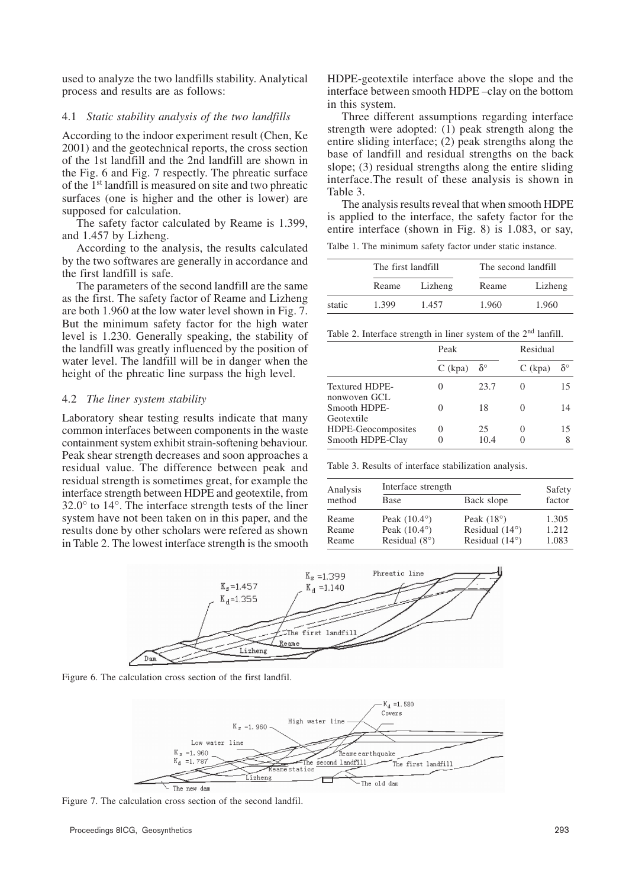used to analyze the two landfills stability. Analytical process and results are as follows:

### 4.1 *Static stability analysis of the two landfills*

According to the indoor experiment result (Chen, Ke 2001) and the geotechnical reports, the cross section of the 1st landfill and the 2nd landfill are shown in the Fig. 6 and Fig. 7 respectly. The phreatic surface of the 1st landfill is measured on site and two phreatic surfaces (one is higher and the other is lower) are supposed for calculation.

The safety factor calculated by Reame is 1.399, and 1.457 by Lizheng.

According to the analysis, the results calculated by the two softwares are generally in accordance and the first landfill is safe.

The parameters of the second landfill are the same as the first. The safety factor of Reame and Lizheng are both 1.960 at the low water level shown in Fig. 7. But the minimum safety factor for the high water level is 1.230. Generally speaking, the stability of the landfill was greatly influenced by the position of water level. The landfill will be in danger when the height of the phreatic line surpass the high level.

### 4.2 *The liner system stability*

Laboratory shear testing results indicate that many common interfaces between components in the waste containment system exhibit strain-softening behaviour. Peak shear strength decreases and soon approaches a residual value. The difference between peak and residual strength is sometimes great, for example the interface strength between HDPE and geotextile, from 32.0° to 14°. The interface strength tests of the liner system have not been taken on in this paper, and the results done by other scholars were refered as shown in Table 2. The lowest interface strength is the smooth HDPE-geotextile interface above the slope and the interface between smooth HDPE –clay on the bottom in this system.

Three different assumptions regarding interface strength were adopted: (1) peak strength along the entire sliding interface; (2) peak strengths along the base of landfill and residual strengths on the back slope; (3) residual strengths along the entire sliding interface.The result of these analysis is shown in Table 3.

The analysis results reveal that when smooth HDPE is applied to the interface, the safety factor for the entire interface (shown in Fig. 8) is 1.083, or say,

Talbe 1. The minimum safety factor under static instance.

| | The first landfill | | The second landfill | |
|---|---|---|---|---|
| | Reame | Lizheng | Reame | Lizheng |
| static | 1.399 | 1.457 | 1.960 | 1.960 |

Table 2. Interface strength in liner system of the 2nd lanfill.

| | Peak | | Residual | |
|---|---|---|---|---|
| | C (kpa) | δ° | C (kpa) | δ° |
| Textured HDPE-nonwoven GCL | 0 | 23.7 | 0 | 15 |
| Smooth HDPE-Geotextile | 0 | 18 | 0 | 14 |
| HDPE-Geocomposites | 0 | 25 | 0 | 15 |
| Smooth HDPE-Clay | 0 | 10.4 | 0 | 8 |

Table 3. Results of interface stabilization analysis.

| Analysis method | Interface strength | | Safety factor |
|---|---|---|---|
| | Base | Back slope | |
| Reame | Peak (10.4°) | Peak (18°) | 1.305 |
| Reame | Peak (10.4°) | Residual (14°) | 1.212 |
| Reame | Residual (8°) | Residual (14°) | 1.083 |

Figure 6. The calculation cross section of the first landfil.

Figure 7. The calculation cross section of the second landfil.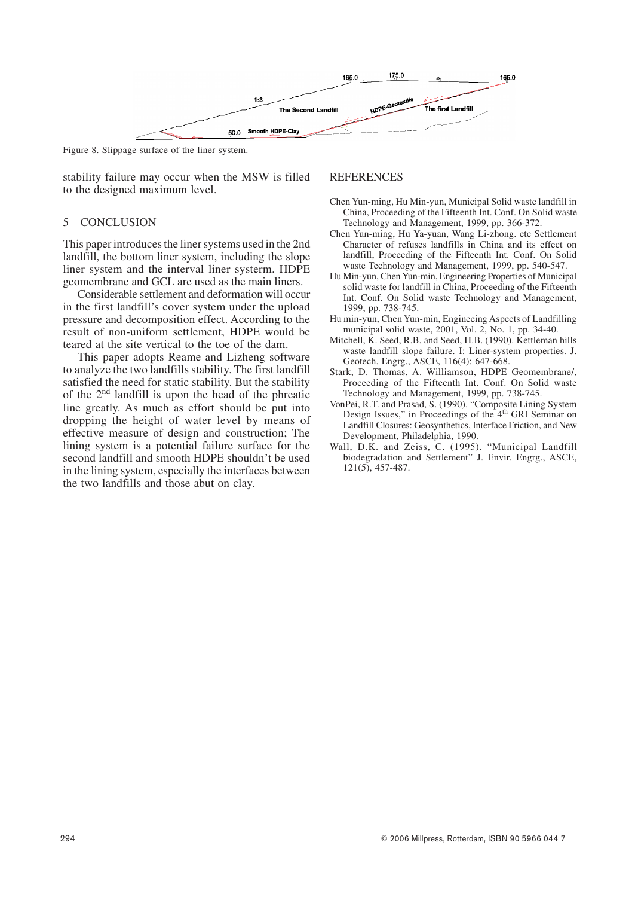165.0
175.0
165.0
1:3
The Second Landfill
HDPE-Geotextile
The first Landfill
50.0
Smooth HDPE-Clay

Figure 8. Slippage surface of the liner system.

stability failure may occur when the MSW is filled to the designed maximum level.

## 5 CONCLUSION

This paper introduces the liner systems used in the 2nd landfill, the bottom liner system, including the slope liner system and the interval liner systerm. HDPE geomembrane and GCL are used as the main liners.

Considerable settlement and deformation will occur in the first landfill's cover system under the upload pressure and decomposition effect. According to the result of non-uniform settlement, HDPE would be teared at the site vertical to the toe of the dam.

This paper adopts Reame and Lizheng software to analyze the two landfills stability. The first landfill satisfied the need for static stability. But the stability of the 2nd landfill is upon the head of the phreatic line greatly. As much as effort should be put into dropping the height of water level by means of effective measure of design and construction; The lining system is a potential failure surface for the second landfill and smooth HDPE shouldn't be used in the lining system, especially the interfaces between the two landfills and those abut on clay.

## REFERENCES

Chen Yun-ming, Hu Min-yun, Municipal Solid waste landfill in China, Proceeding of the Fifteenth Int. Conf. On Solid waste Technology and Management, 1999, pp. 366-372.

Chen Yun-ming, Hu Ya-yuan, Wang Li-zhong. etc Settlement Character of refuses landfills in China and its effect on landfill, Proceeding of the Fifteenth Int. Conf. On Solid waste Technology and Management, 1999, pp. 540-547.

Hu Min-yun, Chen Yun-min, Engineering Properties of Municipal solid waste for landfill in China, Proceeding of the Fifteenth Int. Conf. On Solid waste Technology and Management, 1999, pp. 738-745.

Hu min-yun, Chen Yun-min, Engineeing Aspects of Landfilling municipal solid waste, 2001, Vol. 2, No. 1, pp. 34-40.

Mitchell, K. Seed, R.B. and Seed, H.B. (1990). Kettleman hills waste landfill slope failure. I: Liner-system properties. J. Geotech. Engrg., ASCE, 116(4): 647-668.

Stark, D. Thomas, A. Williamson, HDPE Geomembrane/, Proceeding of the Fifteenth Int. Conf. On Solid waste Technology and Management, 1999, pp. 738-745.

VonPei, R.T. and Prasad, S. (1990). "Composite Lining System Design Issues," in Proceedings of the 4th GRI Seminar on Landfill Closures: Geosynthetics, Interface Friction, and New Development, Philadelphia, 1990.

Wall, D.K. and Zeiss, C. (1995). "Municipal Landfill biodegradation and Settlement" J. Envir. Engrg., ASCE, 121(5), 457-487.